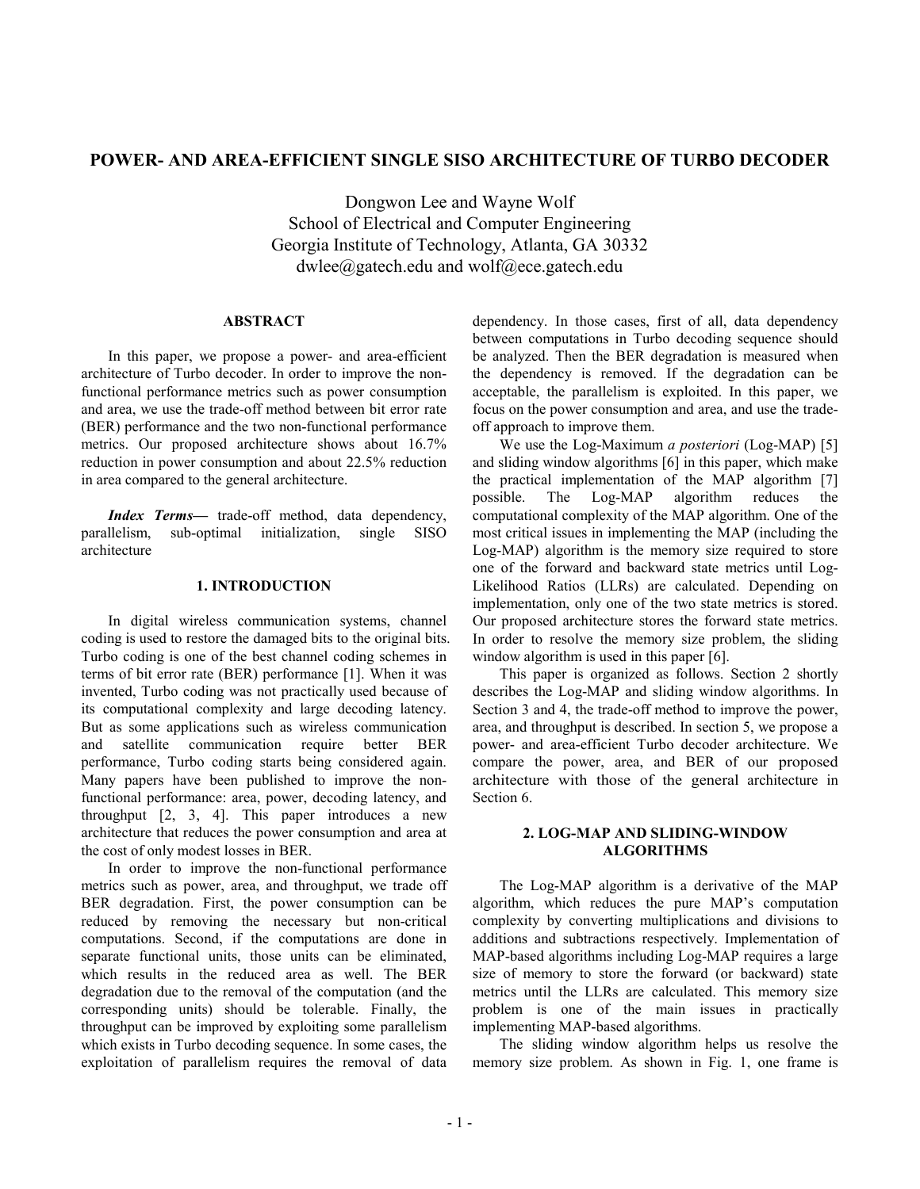# POWER- AND AREA-EFFICIENT SINGLE SISO ARCHITECTURE OF TURBO DECODER

Dongwon Lee and Wayne Wolf
School of Electrical and Computer Engineering
Georgia Institute of Technology, Atlanta, GA 30332
dwlee@gatech.edu and wolf@ece.gatech.edu

## ABSTRACT

In this paper, we propose a power- and area-efficient architecture of Turbo decoder. In order to improve the non-functional performance metrics such as power consumption and area, we use the trade-off method between bit error rate (BER) performance and the two non-functional performance metrics. Our proposed architecture shows about 16.7% reduction in power consumption and about 22.5% reduction in area compared to the general architecture.

***Index Terms*—** trade-off method, data dependency, parallelism, sub-optimal initialization, single SISO architecture

## 1. INTRODUCTION

In digital wireless communication systems, channel coding is used to restore the damaged bits to the original bits. Turbo coding is one of the best channel coding schemes in terms of bit error rate (BER) performance [1]. When it was invented, Turbo coding was not practically used because of its computational complexity and large decoding latency. But as some applications such as wireless communication and satellite communication require better BER performance, Turbo coding starts being considered again. Many papers have been published to improve the non-functional performance: area, power, decoding latency, and throughput [2, 3, 4]. This paper introduces a new architecture that reduces the power consumption and area at the cost of only modest losses in BER.

In order to improve the non-functional performance metrics such as power, area, and throughput, we trade off BER degradation. First, the power consumption can be reduced by removing the necessary but non-critical computations. Second, if the computations are done in separate functional units, those units can be eliminated, which results in the reduced area as well. The BER degradation due to the removal of the computation (and the corresponding units) should be tolerable. Finally, the throughput can be improved by exploiting some parallelism which exists in Turbo decoding sequence. In some cases, the exploitation of parallelism requires the removal of data dependency. In those cases, first of all, data dependency between computations in Turbo decoding sequence should be analyzed. Then the BER degradation is measured when the dependency is removed. If the degradation can be acceptable, the parallelism is exploited. In this paper, we focus on the power consumption and area, and use the trade-off approach to improve them.

We use the Log-Maximum *a posteriori* (Log-MAP) [5] and sliding window algorithms [6] in this paper, which make the practical implementation of the MAP algorithm [7] possible. The Log-MAP algorithm reduces the computational complexity of the MAP algorithm. One of the most critical issues in implementing the MAP (including the Log-MAP) algorithm is the memory size required to store one of the forward and backward state metrics until Log-Likelihood Ratios (LLRs) are calculated. Depending on implementation, only one of the two state metrics is stored. Our proposed architecture stores the forward state metrics. In order to resolve the memory size problem, the sliding window algorithm is used in this paper [6].

This paper is organized as follows. Section 2 shortly describes the Log-MAP and sliding window algorithms. In Section 3 and 4, the trade-off method to improve the power, area, and throughput is described. In section 5, we propose a power- and area-efficient Turbo decoder architecture. We compare the power, area, and BER of our proposed architecture with those of the general architecture in Section 6.

## 2. LOG-MAP AND SLIDING-WINDOW ALGORITHMS

The Log-MAP algorithm is a derivative of the MAP algorithm, which reduces the pure MAP's computation complexity by converting multiplications and divisions to additions and subtractions respectively. Implementation of MAP-based algorithms including Log-MAP requires a large size of memory to store the forward (or backward) state metrics until the LLRs are calculated. This memory size problem is one of the main issues in practically implementing MAP-based algorithms.

The sliding window algorithm helps us resolve the memory size problem. As shown in Fig. 1, one frame is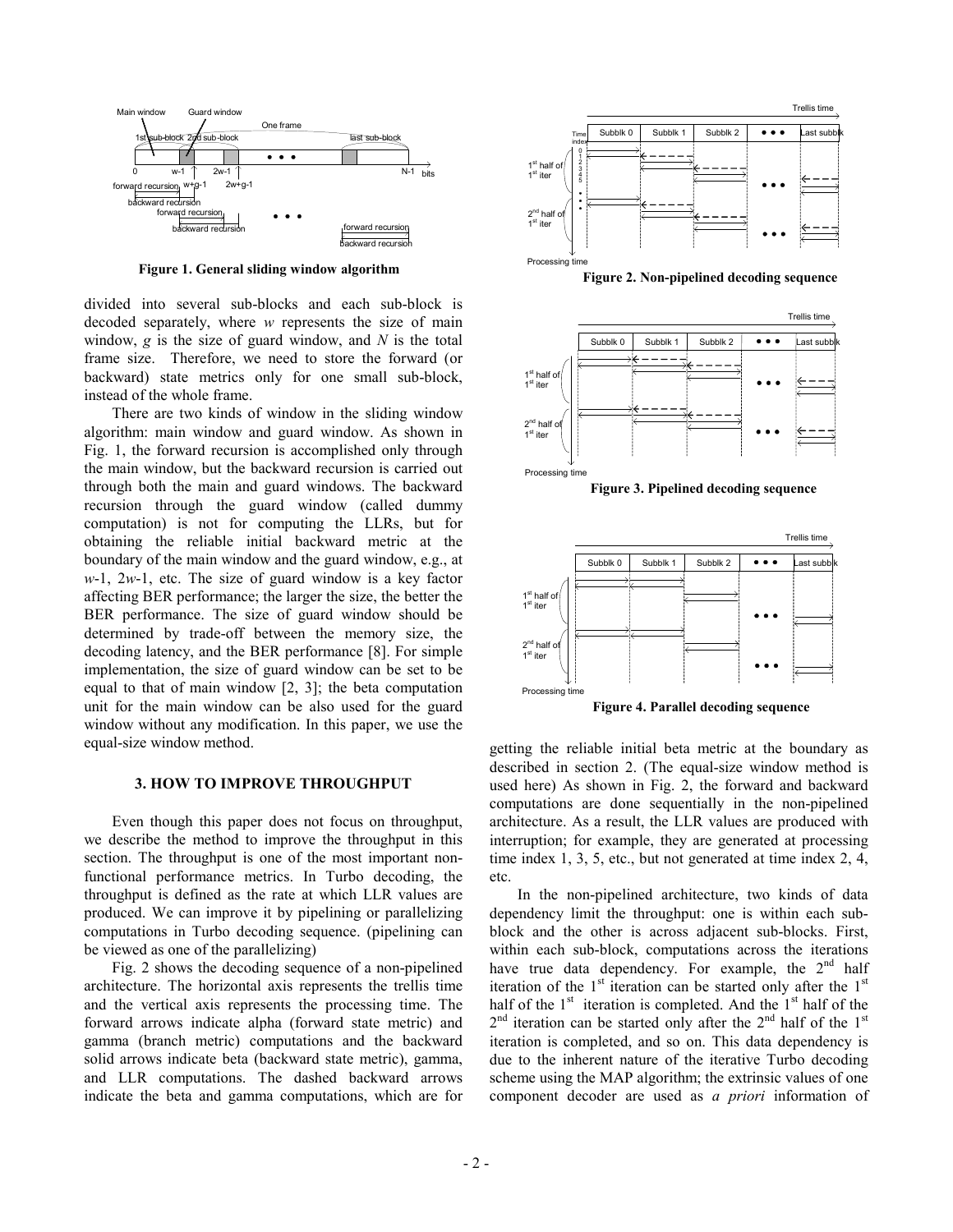Main window Guard window

One frame

1st sub-block 2nd sub-block last sub-block

0 w-1 w+g-1 2w-1 2w+g-1 N-1 bits

forward recursion

backward recursion

forward recursion

backward recursion

forward recursion

backward recursion

**Figure 1. General sliding window algorithm**

divided into several sub-blocks and each sub-block is decoded separately, where *w* represents the size of main window, *g* is the size of guard window, and *N* is the total frame size. Therefore, we need to store the forward (or backward) state metrics only for one small sub-block, instead of the whole frame.

There are two kinds of window in the sliding window algorithm: main window and guard window. As shown in Fig. 1, the forward recursion is accomplished only through the main window, but the backward recursion is carried out through both the main and guard windows. The backward recursion through the guard window (called dummy computation) is not for computing the LLRs, but for obtaining the reliable initial backward metric at the boundary of the main window and the guard window, e.g., at $w$-1, 2$w$-1, etc. The size of guard window is a key factor affecting BER performance; the larger the size, the better the BER performance. The size of guard window should be determined by trade-off between the memory size, the decoding latency, and the BER performance [8]. For simple implementation, the size of guard window can be set to be equal to that of main window [2, 3]; the beta computation unit for the main window can be also used for the guard window without any modification. In this paper, we use the equal-size window method.

## 3. HOW TO IMPROVE THROUGHPUT

Even though this paper does not focus on throughput, we describe the method to improve the throughput in this section. The throughput is one of the most important non-functional performance metrics. In Turbo decoding, the throughput is defined as the rate at which LLR values are produced. We can improve it by pipelining or parallelizing computations in Turbo decoding sequence. (pipelining can be viewed as one of the parallelizing)

Fig. 2 shows the decoding sequence of a non-pipelined architecture. The horizontal axis represents the trellis time and the vertical axis represents the processing time. The forward arrows indicate alpha (forward state metric) and gamma (branch metric) computations and the backward solid arrows indicate beta (backward state metric), gamma, and LLR computations. The dashed backward arrows indicate the beta and gamma computations, which are for

Trellis time

Subblk 0 Subblk 1 Subblk 2 • • • Last subblk

Time index 0 1 2 3 4 5

1st half of 1st iter

2nd half of 1st iter

Processing time

**Figure 2. Non-pipelined decoding sequence**

Trellis time

Subblk 0 Subblk 1 Subblk 2 • • • Last subblk

1st half of 1st iter

2nd half of 1st iter

Processing time

**Figure 3. Pipelined decoding sequence**

Trellis time

Subblk 0 Subblk 1 Subblk 2 • • • Last subblk

1st half of 1st iter

2nd half of 1st iter

Processing time

**Figure 4. Parallel decoding sequence**

getting the reliable initial beta metric at the boundary as described in section 2. (The equal-size window method is used here) As shown in Fig. 2, the forward and backward computations are done sequentially in the non-pipelined architecture. As a result, the LLR values are produced with interruption; for example, they are generated at processing time index 1, 3, 5, etc., but not generated at time index 2, 4, etc.

In the non-pipelined architecture, two kinds of data dependency limit the throughput: one is within each sub-block and the other is across adjacent sub-blocks. First, within each sub-block, computations across the iterations have true data dependency. For example, the 2nd half iteration of the 1st iteration can be started only after the 1st half of the 1st iteration is completed. And the 1st half of the 2nd iteration can be started only after the 2nd half of the 1st iteration is completed, and so on. This data dependency is due to the inherent nature of the iterative Turbo decoding scheme using the MAP algorithm; the extrinsic values of one component decoder are used as *a priori* information of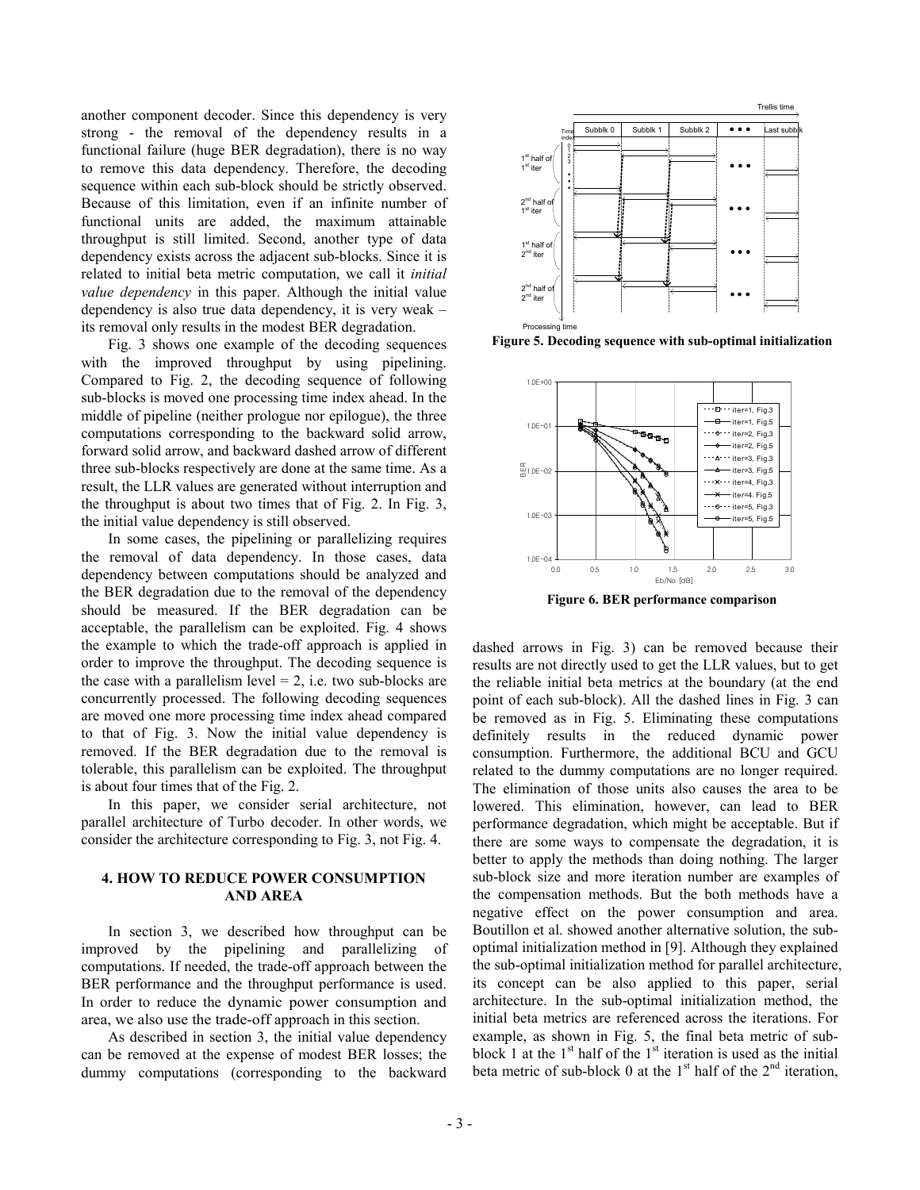another component decoder. Since this dependency is very strong - the removal of the dependency results in a functional failure (huge BER degradation), there is no way to remove this data dependency. Therefore, the decoding sequence within each sub-block should be strictly observed. Because of this limitation, even if an infinite number of functional units are added, the maximum attainable throughput is still limited. Second, another type of data dependency exists across the adjacent sub-blocks. Since it is related to initial beta metric computation, we call it *initial value dependency* in this paper. Although the initial value dependency is also true data dependency, it is very weak – its removal only results in the modest BER degradation.

Fig. 3 shows one example of the decoding sequences with the improved throughput by using pipelining. Compared to Fig. 2, the decoding sequence of following sub-blocks is moved one processing time index ahead. In the middle of pipeline (neither prologue nor epilogue), the three computations corresponding to the backward solid arrow, forward solid arrow, and backward dashed arrow of different three sub-blocks respectively are done at the same time. As a result, the LLR values are generated without interruption and the throughput is about two times that of Fig. 2. In Fig. 3, the initial value dependency is still observed.

In some cases, the pipelining or parallelizing requires the removal of data dependency. In those cases, data dependency between computations should be analyzed and the BER degradation due to the removal of the dependency should be measured. If the BER degradation can be acceptable, the parallelism can be exploited. Fig. 4 shows the example to which the trade-off approach is applied in order to improve the throughput. The decoding sequence is the case with a parallelism level = 2, i.e. two sub-blocks are concurrently processed. The following decoding sequences are moved one more processing time index ahead compared to that of Fig. 3. Now the initial value dependency is removed. If the BER degradation due to the removal is tolerable, this parallelism can be exploited. The throughput is about four times that of the Fig. 2.

In this paper, we consider serial architecture, not parallel architecture of Turbo decoder. In other words, we consider the architecture corresponding to Fig. 3, not Fig. 4.

## 4. HOW TO REDUCE POWER CONSUMPTION AND AREA

In section 3, we described how throughput can be improved by the pipelining and parallelizing of computations. If needed, the trade-off approach between the BER performance and the throughput performance is used. In order to reduce the dynamic power consumption and area, we also use the trade-off approach in this section.

As described in section 3, the initial value dependency can be removed at the expense of modest BER losses; the dummy computations (corresponding to the backward dashed arrows in Fig. 3) can be removed because their results are not directly used to get the LLR values, but to get the reliable initial beta metrics at the boundary (at the end point of each sub-block). All the dashed lines in Fig. 3 can be removed as in Fig. 5. Eliminating these computations definitely results in the reduced dynamic power consumption. Furthermore, the additional BCU and GCU related to the dummy computations are no longer required. The elimination of those units also causes the area to be lowered. This elimination, however, can lead to BER performance degradation, which might be acceptable. But if there are some ways to compensate the degradation, it is better to apply the methods than doing nothing. The larger sub-block size and more iteration number are examples of the compensation methods. But the both methods have a negative effect on the power consumption and area. Boutillon et al. showed another alternative solution, the sub-optimal initialization method in [9]. Although they explained the sub-optimal initialization method for parallel architecture, its concept can be also applied to this paper, serial architecture. In the sub-optimal initialization method, the initial beta metrics are referenced across the iterations. For example, as shown in Fig. 5, the final beta metric of sub-block 1 at the 1st half of the 1st iteration is used as the initial beta metric of sub-block 0 at the 1st half of the 2nd iteration,

**Figure 5. Decoding sequence with sub-optimal initialization**

**Figure 6. BER performance comparison**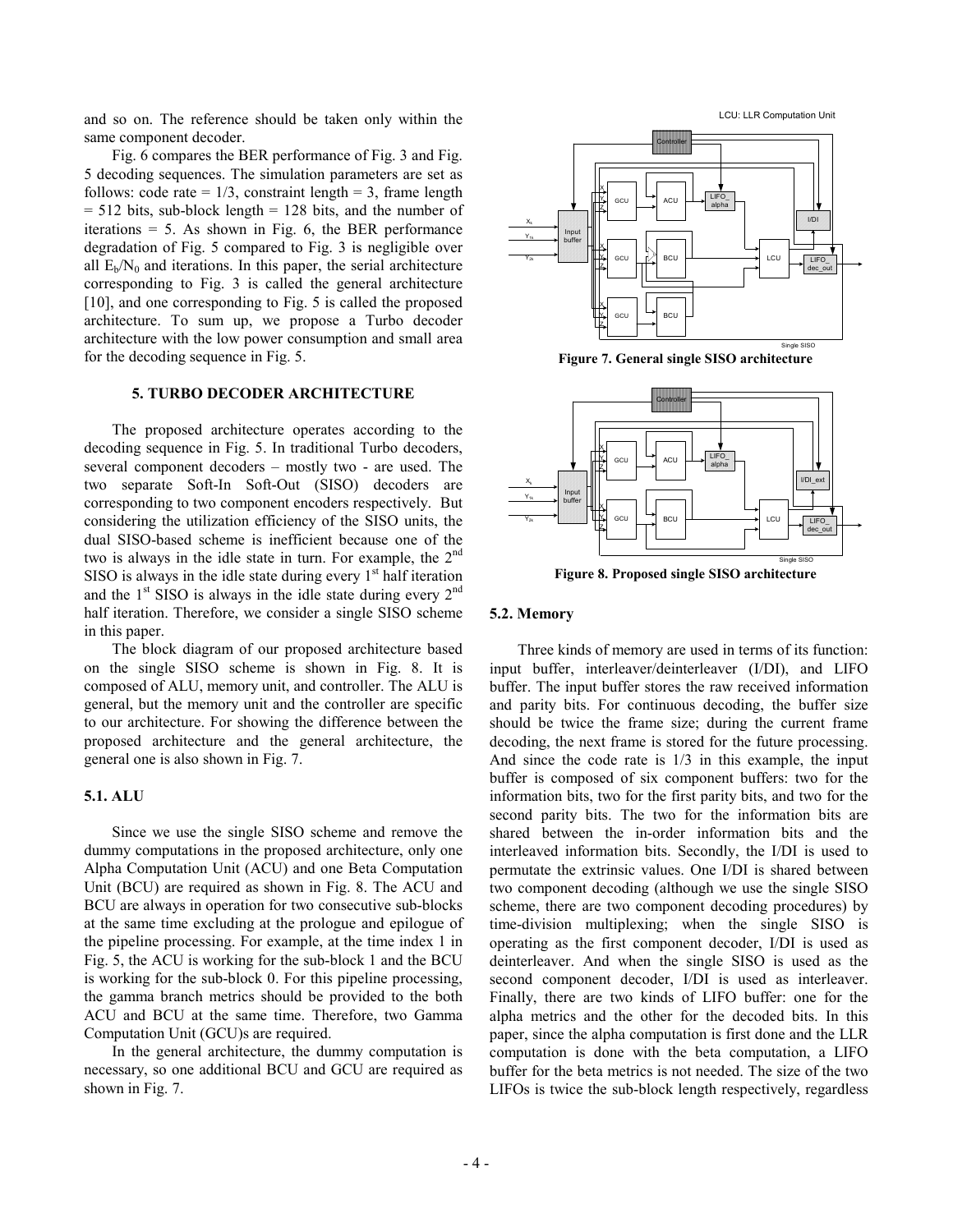and so on. The reference should be taken only within the same component decoder.

Fig. 6 compares the BER performance of Fig. 3 and Fig. 5 decoding sequences. The simulation parameters are set as follows: code rate = 1/3, constraint length = 3, frame length = 512 bits, sub-block length = 128 bits, and the number of iterations = 5. As shown in Fig. 6, the BER performance degradation of Fig. 5 compared to Fig. 3 is negligible over all $E_b/N_0$ and iterations. In this paper, the serial architecture corresponding to Fig. 3 is called the general architecture [10], and one corresponding to Fig. 5 is called the proposed architecture. To sum up, we propose a Turbo decoder architecture with the low power consumption and small area for the decoding sequence in Fig. 5.

## 5. TURBO DECODER ARCHITECTURE

The proposed architecture operates according to the decoding sequence in Fig. 5. In traditional Turbo decoders, several component decoders – mostly two - are used. The two separate Soft-In Soft-Out (SISO) decoders are corresponding to two component encoders respectively. But considering the utilization efficiency of the SISO units, the dual SISO-based scheme is inefficient because one of the two is always in the idle state in turn. For example, the 2nd SISO is always in the idle state during every 1st half iteration and the 1st SISO is always in the idle state during every 2nd half iteration. Therefore, we consider a single SISO scheme in this paper.

The block diagram of our proposed architecture based on the single SISO scheme is shown in Fig. 8. It is composed of ALU, memory unit, and controller. The ALU is general, but the memory unit and the controller are specific to our architecture. For showing the difference between the proposed architecture and the general architecture, the general one is also shown in Fig. 7.

### 5.1. ALU

Since we use the single SISO scheme and remove the dummy computations in the proposed architecture, only one Alpha Computation Unit (ACU) and one Beta Computation Unit (BCU) are required as shown in Fig. 8. The ACU and BCU are always in operation for two consecutive sub-blocks at the same time excluding at the prologue and epilogue of the pipeline processing. For example, at the time index 1 in Fig. 5, the ACU is working for the sub-block 1 and the BCU is working for the sub-block 0. For this pipeline processing, the gamma branch metrics should be provided to the both ACU and BCU at the same time. Therefore, two Gamma Computation Unit (GCU)s are required.

In the general architecture, the dummy computation is necessary, so one additional BCU and GCU are required as shown in Fig. 7.

LCU: LLR Computation Unit

Controller
Input buffer
$X_k$
$Y_{1k}$
$Y_{2k}$
GCU
ACU
LIFO_ alpha
GCU
BCU
LCU
I/DI
LIFO_ dec_out
GCU
BCU
Single SISO

**Figure 7. General single SISO architecture**

Controller
Input buffer
$X_k$
$Y_{1k}$
$Y_{2k}$
GCU
ACU
LIFO_ alpha
I/DI_ext
GCU
BCU
LCU
LIFO_ dec_out
Single SISO

**Figure 8. Proposed single SISO architecture**

### 5.2. Memory

Three kinds of memory are used in terms of its function: input buffer, interleaver/deinterleaver (I/DI), and LIFO buffer. The input buffer stores the raw received information and parity bits. For continuous decoding, the buffer size should be twice the frame size; during the current frame decoding, the next frame is stored for the future processing. And since the code rate is 1/3 in this example, the input buffer is composed of six component buffers: two for the information bits, two for the first parity bits, and two for the second parity bits. The two for the information bits are shared between the in-order information bits and the interleaved information bits. Secondly, the I/DI is used to permutate the extrinsic values. One I/DI is shared between two component decoding (although we use the single SISO scheme, there are two component decoding procedures) by time-division multiplexing; when the single SISO is operating as the first component decoder, I/DI is used as deinterleaver. And when the single SISO is used as the second component decoder, I/DI is used as interleaver. Finally, there are two kinds of LIFO buffer: one for the alpha metrics and the other for the decoded bits. In this paper, since the alpha computation is first done and the LLR computation is done with the beta computation, a LIFO buffer for the beta metrics is not needed. The size of the two LIFOs is twice the sub-block length respectively, regardless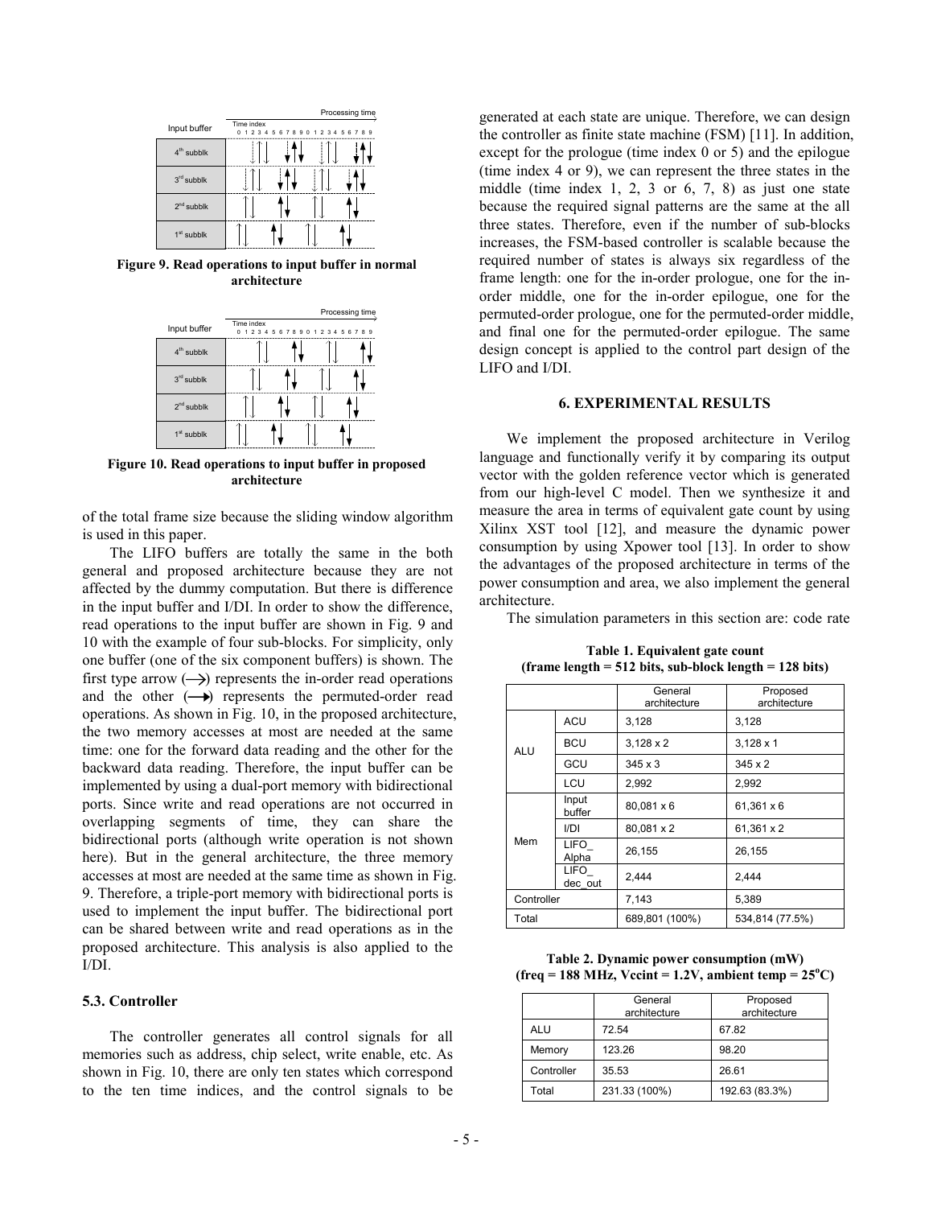Processing time

Input buffer

Time index
0 1 2 3 4 5 6 7 8 9 0 1 2 3 4 5 6 7 8 9

4th subblk

3rd subblk

2nd subblk

1st subblk

**Figure 9. Read operations to input buffer in normal architecture**

Processing time

Input buffer

Time index
0 1 2 3 4 5 6 7 8 9 0 1 2 3 4 5 6 7 8 9

4th subblk

3rd subblk

2nd subblk

1st subblk

**Figure 10. Read operations to input buffer in proposed architecture**

of the total frame size because the sliding window algorithm is used in this paper.

The LIFO buffers are totally the same in the both general and proposed architecture because they are not affected by the dummy computation. But there is difference in the input buffer and I/DI. In order to show the difference, read operations to the input buffer are shown in Fig. 9 and 10 with the example of four sub-blocks. For simplicity, only one buffer (one of the six component buffers) is shown. The first type arrow (⟶) represents the in-order read operations and the other (⟶) represents the permuted-order read operations. As shown in Fig. 10, in the proposed architecture, the two memory accesses at most are needed at the same time: one for the forward data reading and the other for the backward data reading. Therefore, the input buffer can be implemented by using a dual-port memory with bidirectional ports. Since write and read operations are not occurred in overlapping segments of time, they can share the bidirectional ports (although write operation is not shown here). But in the general architecture, the three memory accesses at most are needed at the same time as shown in Fig. 9. Therefore, a triple-port memory with bidirectional ports is used to implement the input buffer. The bidirectional port can be shared between write and read operations as in the proposed architecture. This analysis is also applied to the I/DI.

### 5.3. Controller

The controller generates all control signals for all memories such as address, chip select, write enable, etc. As shown in Fig. 10, there are only ten states which correspond to the ten time indices, and the control signals to be generated at each state are unique. Therefore, we can design the controller as finite state machine (FSM) [11]. In addition, except for the prologue (time index 0 or 5) and the epilogue (time index 4 or 9), we can represent the three states in the middle (time index 1, 2, 3 or 6, 7, 8) as just one state because the required signal patterns are the same at the all three states. Therefore, even if the number of sub-blocks increases, the FSM-based controller is scalable because the required number of states is always six regardless of the frame length: one for the in-order prologue, one for the in-order middle, one for the in-order epilogue, one for the permuted-order prologue, one for the permuted-order middle, and final one for the permuted-order epilogue. The same design concept is applied to the control part design of the LIFO and I/DI.

## 6. EXPERIMENTAL RESULTS

We implement the proposed architecture in Verilog language and functionally verify it by comparing its output vector with the golden reference vector which is generated from our high-level C model. Then we synthesize it and measure the area in terms of equivalent gate count by using Xilinx XST tool [12], and measure the dynamic power consumption by using Xpower tool [13]. In order to show the advantages of the proposed architecture in terms of the power consumption and area, we also implement the general architecture.

The simulation parameters in this section are: code rate

**Table 1. Equivalent gate count (frame length = 512 bits, sub-block length = 128 bits)**

| | | General architecture | Proposed architecture |
|---|---|---|---|
| ALU | ACU | 3,128 | 3,128 |
| | BCU | 3,128 x 2 | 3,128 x 1 |
| | GCU | 345 x 3 | 345 x 2 |
| | LCU | 2,992 | 2,992 |
| Mem | Input buffer | 80,081 x 6 | 61,361 x 6 |
| | I/DI | 80,081 x 2 | 61,361 x 2 |
| | LIFO_Alpha | 26,155 | 26,155 |
| | LIFO_dec_out | 2,444 | 2,444 |
| Controller | | 7,143 | 5,389 |
| Total | | 689,801 (100%) | 534,814 (77.5%) |

**Table 2. Dynamic power consumption (mW) (freq = 188 MHz, Vccint = 1.2V, ambient temp = 25°C)**

| | General architecture | Proposed architecture |
|---|---|---|
| ALU | 72.54 | 67.82 |
| Memory | 123.26 | 98.20 |
| Controller | 35.53 | 26.61 |
| Total | 231.33 (100%) | 192.63 (83.3%) |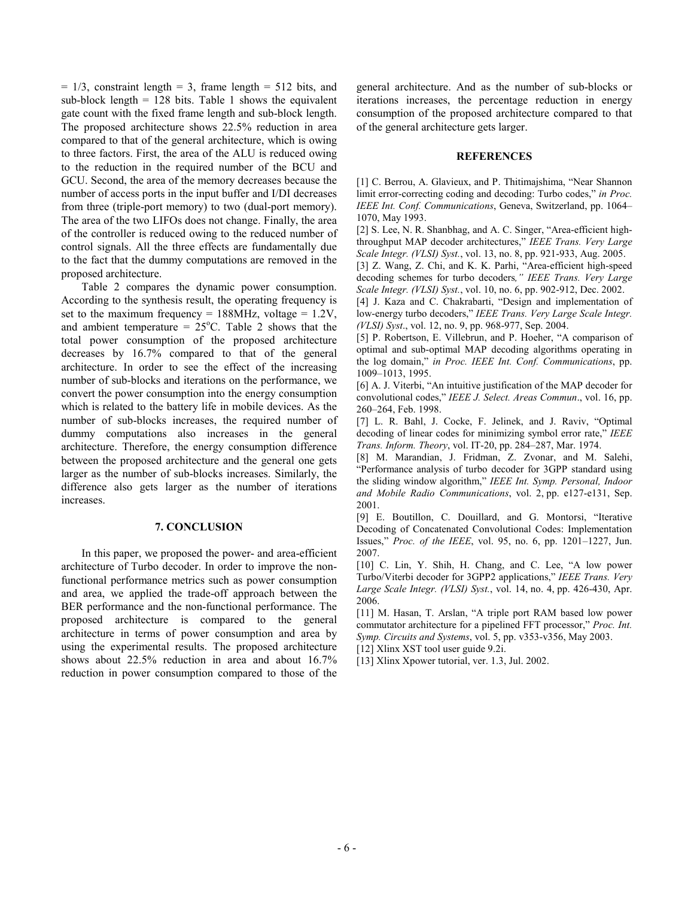= 1/3, constraint length = 3, frame length = 512 bits, and sub-block length = 128 bits. Table 1 shows the equivalent gate count with the fixed frame length and sub-block length. The proposed architecture shows 22.5% reduction in area compared to that of the general architecture, which is owing to three factors. First, the area of the ALU is reduced owing to the reduction in the required number of the BCU and GCU. Second, the area of the memory decreases because the number of access ports in the input buffer and I/DI decreases from three (triple-port memory) to two (dual-port memory). The area of the two LIFOs does not change. Finally, the area of the controller is reduced owing to the reduced number of control signals. All the three effects are fundamentally due to the fact that the dummy computations are removed in the proposed architecture.

Table 2 compares the dynamic power consumption. According to the synthesis result, the operating frequency is set to the maximum frequency = 188MHz, voltage = 1.2V, and ambient temperature = $25^{o}$C. Table 2 shows that the total power consumption of the proposed architecture decreases by 16.7% compared to that of the general architecture. In order to see the effect of the increasing number of sub-blocks and iterations on the performance, we convert the power consumption into the energy consumption which is related to the battery life in mobile devices. As the number of sub-blocks increases, the required number of dummy computations also increases in the general architecture. Therefore, the energy consumption difference between the proposed architecture and the general one gets larger as the number of sub-blocks increases. Similarly, the difference also gets larger as the number of iterations increases.

## 7. CONCLUSION

In this paper, we proposed the power- and area-efficient architecture of Turbo decoder. In order to improve the non-functional performance metrics such as power consumption and area, we applied the trade-off approach between the BER performance and the non-functional performance. The proposed architecture is compared to the general architecture in terms of power consumption and area by using the experimental results. The proposed architecture shows about 22.5% reduction in area and about 16.7% reduction in power consumption compared to those of the general architecture. And as the number of sub-blocks or iterations increases, the percentage reduction in energy consumption of the proposed architecture compared to that of the general architecture gets larger.

## REFERENCES

[1] C. Berrou, A. Glavieux, and P. Thitimajshima, "Near Shannon limit error-correcting coding and decoding: Turbo codes," *in Proc. IEEE Int. Conf. Communications*, Geneva, Switzerland, pp. 1064–1070, May 1993.

[2] S. Lee, N. R. Shanbhag, and A. C. Singer, "Area-efficient high-throughput MAP decoder architectures," *IEEE Trans. Very Large Scale Integr. (VLSI) Syst.*, vol. 13, no. 8, pp. 921-933, Aug. 2005.

[3] Z. Wang, Z. Chi, and K. K. Parhi, "Area-efficient high-speed decoding schemes for turbo decoders," *IEEE Trans. Very Large Scale Integr. (VLSI) Syst.*, vol. 10, no. 6, pp. 902-912, Dec. 2002.

[4] J. Kaza and C. Chakrabarti, "Design and implementation of low-energy turbo decoders," *IEEE Trans. Very Large Scale Integr. (VLSI) Syst*., vol. 12, no. 9, pp. 968-977, Sep. 2004.

[5] P. Robertson, E. Villebrun, and P. Hoeher, "A comparison of optimal and sub-optimal MAP decoding algorithms operating in the log domain," *in Proc. IEEE Int. Conf. Communications*, pp. 1009–1013, 1995.

[6] A. J. Viterbi, "An intuitive justification of the MAP decoder for convolutional codes," *IEEE J. Select. Areas Commun*., vol. 16, pp. 260–264, Feb. 1998.

[7] L. R. Bahl, J. Cocke, F. Jelinek, and J. Raviv, "Optimal decoding of linear codes for minimizing symbol error rate," *IEEE Trans. Inform. Theory*, vol. IT-20, pp. 284–287, Mar. 1974.

[8] M. Marandian, J. Fridman, Z. Zvonar, and M. Salehi, "Performance analysis of turbo decoder for 3GPP standard using the sliding window algorithm," *IEEE Int. Symp. Personal, Indoor and Mobile Radio Communications*, vol. 2, pp. e127-e131, Sep. 2001.

[9] E. Boutillon, C. Douillard, and G. Montorsi, "Iterative Decoding of Concatenated Convolutional Codes: Implementation Issues," *Proc. of the IEEE*, vol. 95, no. 6, pp. 1201–1227, Jun. 2007.

[10] C. Lin, Y. Shih, H. Chang, and C. Lee, "A low power Turbo/Viterbi decoder for 3GPP2 applications," *IEEE Trans. Very Large Scale Integr. (VLSI) Syst.*, vol. 14, no. 4, pp. 426-430, Apr. 2006.

[11] M. Hasan, T. Arslan, "A triple port RAM based low power commutator architecture for a pipelined FFT processor," *Proc. Int. Symp. Circuits and Systems*, vol. 5, pp. v353-v356, May 2003.

[12] Xlinx XST tool user guide 9.2i.

[13] Xlinx Xpower tutorial, ver. 1.3, Jul. 2002.